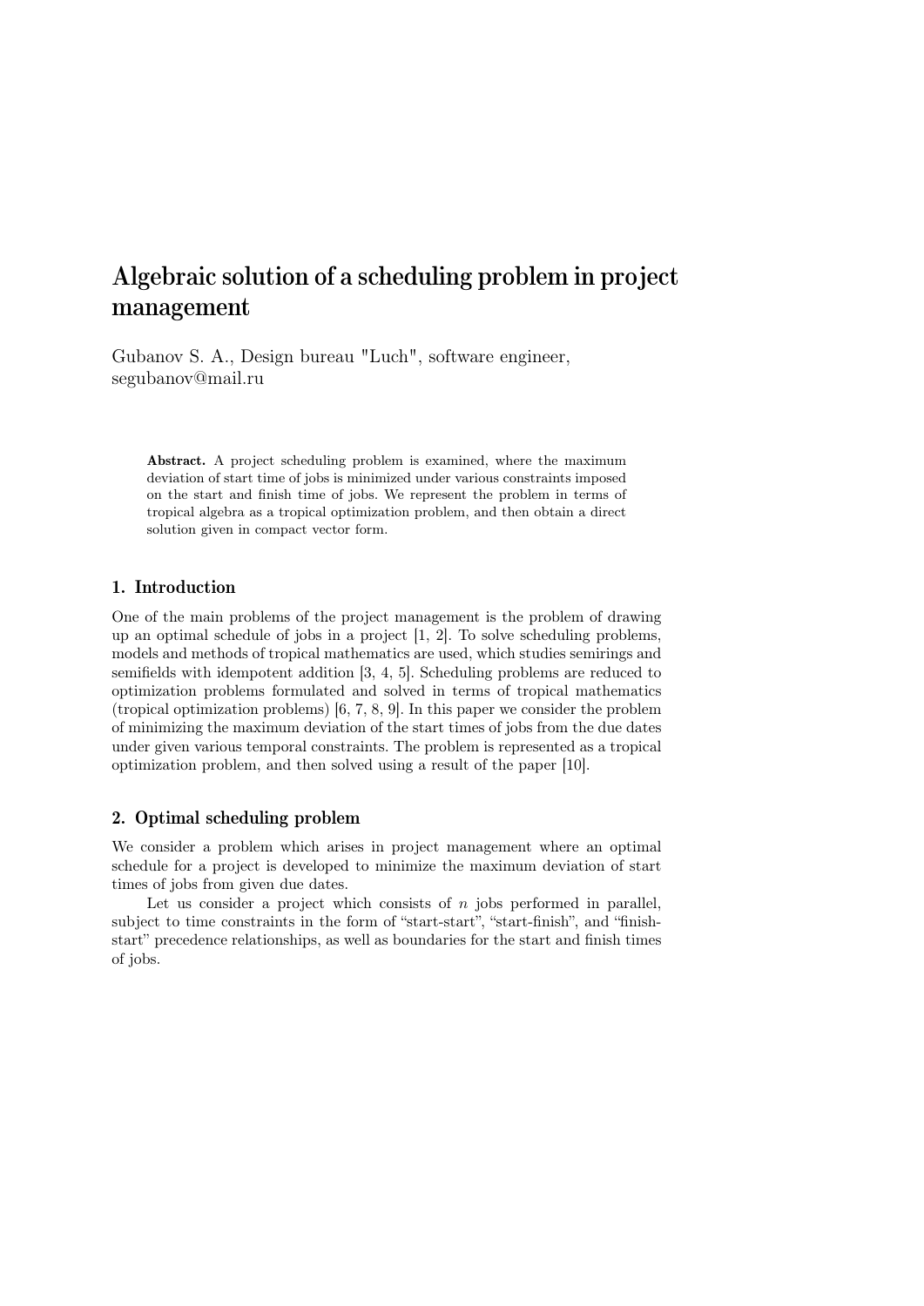# Algebraic solution of a scheduling problem in project management

Gubanov S. A., Design bureau "Luch", software engineer, segubanov@mail.ru

**Abstract.** A project scheduling problem is examined, where the maximum deviation of start time of jobs is minimized under various constraints imposed on the start and finish time of jobs. We represent the problem in terms of tropical algebra as a tropical optimization problem, and then obtain a direct solution given in compact vector form.

## 1. Introduction

One of the main problems of the project management is the problem of drawing up an optimal schedule of jobs in a project [1, 2]. To solve scheduling problems, models and methods of tropical mathematics are used, which studies semirings and semifields with idempotent addition [3, 4, 5]. Scheduling problems are reduced to optimization problems formulated and solved in terms of tropical mathematics (tropical optimization problems) [6, 7, 8, 9]. In this paper we consider the problem of minimizing the maximum deviation of the start times of jobs from the due dates under given various temporal constraints. The problem is represented as a tropical optimization problem, and then solved using a result of the paper [10].

## 2. Optimal scheduling problem

We consider a problem which arises in project management where an optimal schedule for a project is developed to minimize the maximum deviation of start times of jobs from given due dates.

Let us consider a project which consists of $n$ jobs performed in parallel, subject to time constraints in the form of “start-start”, “start-finish”, and “finish-start” precedence relationships, as well as boundaries for the start and finish times of jobs.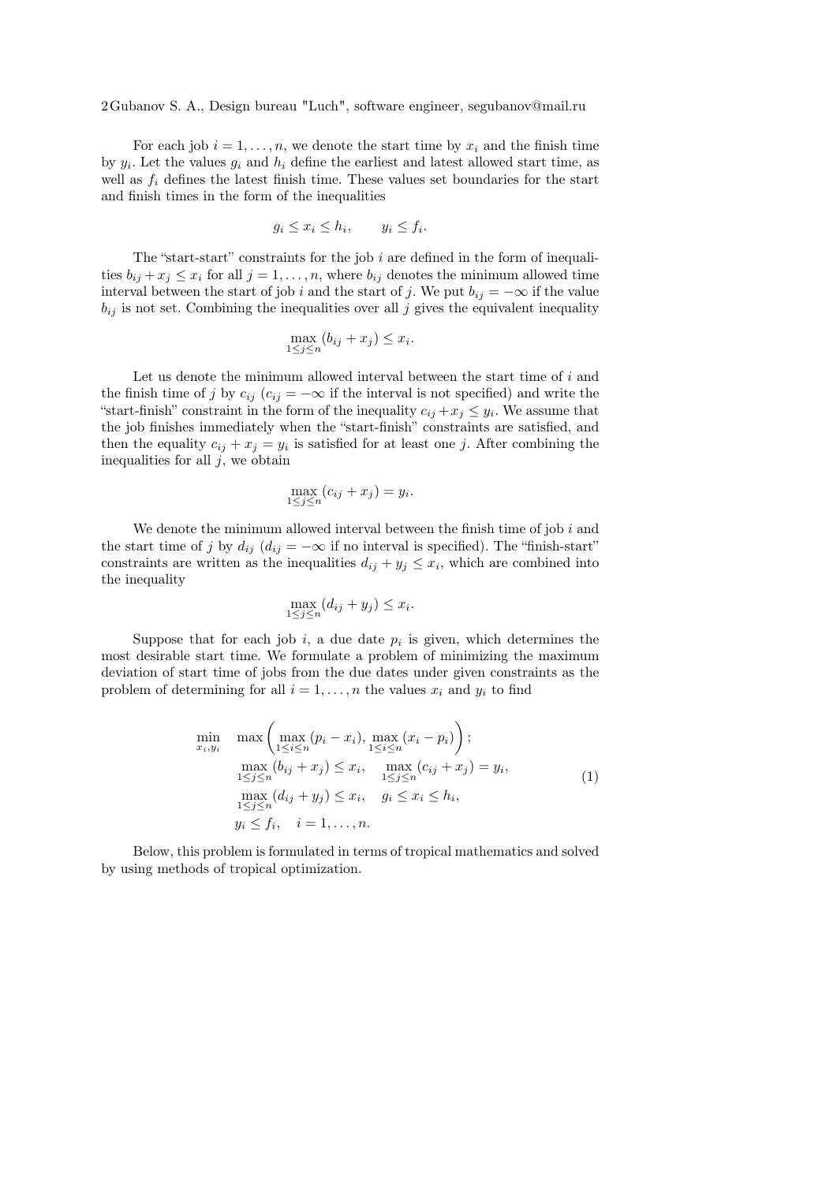For each job $i = 1, \ldots, n$, we denote the start time by $x_i$ and the finish time by $y_i$. Let the values $g_i$ and $h_i$ define the earliest and latest allowed start time, as well as $f_i$ defines the latest finish time. These values set boundaries for the start and finish times in the form of the inequalities

$$g_i \leq x_i \leq h_i, \qquad y_i \leq f_i.$$

The "start-start" constraints for the job $i$ are defined in the form of inequalities $b_{ij} + x_j \leq x_i$ for all $j = 1, \ldots, n$, where $b_{ij}$ denotes the minimum allowed time interval between the start of job $i$ and the start of $j$. We put $b_{ij} = -\infty$ if the value $b_{ij}$ is not set. Combining the inequalities over all $j$ gives the equivalent inequality

$$\max_{1 \leq j \leq n} (b_{ij} + x_j) \leq x_i.$$

Let us denote the minimum allowed interval between the start time of $i$ and the finish time of $j$ by $c_{ij}$ ($c_{ij} = -\infty$ if the interval is not specified) and write the "start-finish" constraint in the form of the inequality $c_{ij} + x_j \leq y_i$. We assume that the job finishes immediately when the "start-finish" constraints are satisfied, and then the equality $c_{ij} + x_j = y_i$ is satisfied for at least one $j$. After combining the inequalities for all $j$, we obtain

$$\max_{1 \leq j \leq n} (c_{ij} + x_j) = y_i.$$

We denote the minimum allowed interval between the finish time of job $i$ and the start time of $j$ by $d_{ij}$ ($d_{ij} = -\infty$ if no interval is specified). The "finish-start" constraints are written as the inequalities $d_{ij} + y_j \leq x_i$, which are combined into the inequality

$$\max_{1 \leq j \leq n} (d_{ij} + y_j) \leq x_i.$$

Suppose that for each job $i$, a due date $p_i$ is given, which determines the most desirable start time. We formulate a problem of minimizing the maximum deviation of start time of jobs from the due dates under given constraints as the problem of determining for all $i = 1, \ldots, n$ the values $x_i$ and $y_i$ to find

$$
\begin{aligned}
\min_{x_i, y_i} \quad & \max \left( \max_{1 \leq i \leq n} (p_i - x_i), \max_{1 \leq i \leq n} (x_i - p_i) \right); \\
& \max_{1 \leq j \leq n} (b_{ij} + x_j) \leq x_i, \quad \max_{1 \leq j \leq n} (c_{ij} + x_j) = y_i, \\
& \max_{1 \leq j \leq n} (d_{ij} + y_j) \leq x_i, \quad g_i \leq x_i \leq h_i, \\
& y_i \leq f_i, \quad i = 1, \ldots, n.
\end{aligned}
\tag{1}
$$

Below, this problem is formulated in terms of tropical mathematics and solved by using methods of tropical optimization.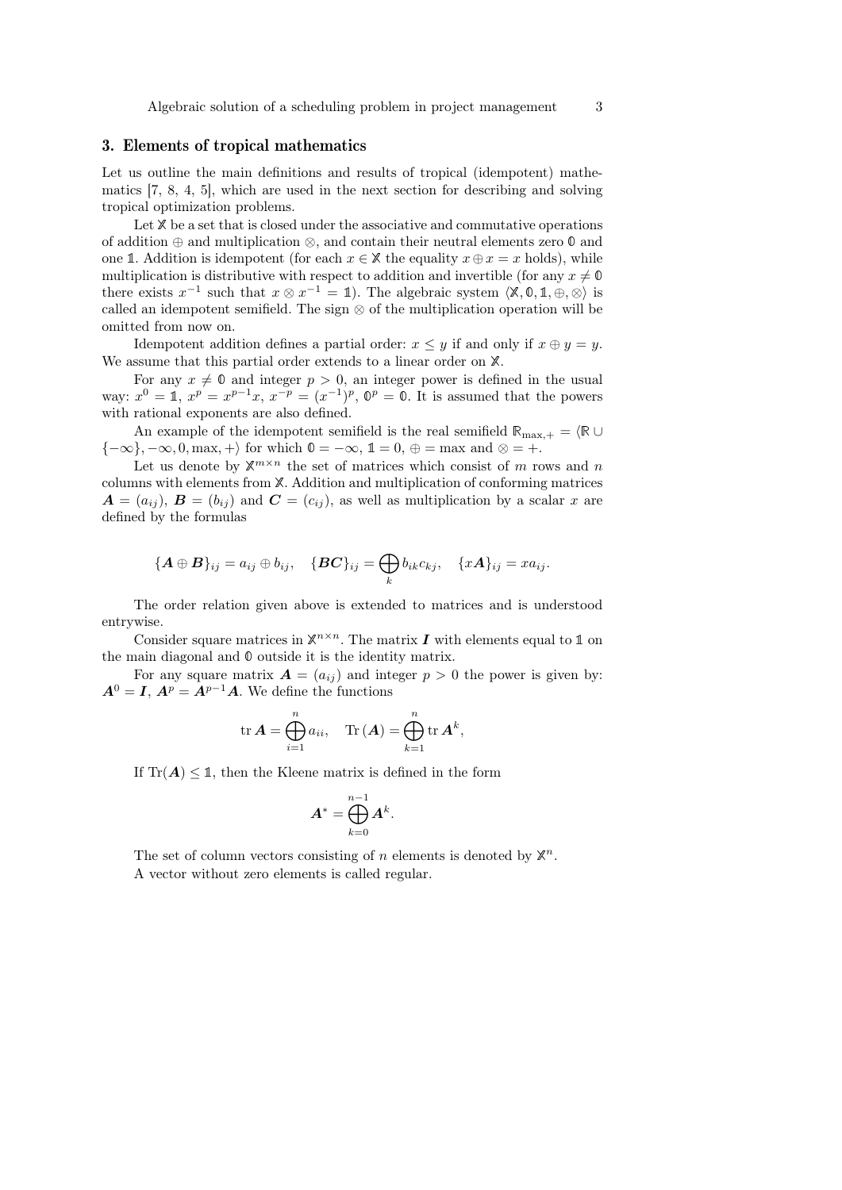## 3. Elements of tropical mathematics

Let us outline the main definitions and results of tropical (idempotent) mathematics [7, 8, 4, 5], which are used in the next section for describing and solving tropical optimization problems.

Let $\mathbb{X}$ be a set that is closed under the associative and commutative operations of addition $\oplus$ and multiplication $\otimes$, and contain their neutral elements zero $\mathbb{0}$ and one $\mathbb{1}$. Addition is idempotent (for each $x \in \mathbb{X}$ the equality $x \oplus x = x$ holds), while multiplication is distributive with respect to addition and invertible (for any $x \neq \mathbb{0}$ there exists $x^{-1}$ such that $x \otimes x^{-1} = \mathbb{1}$). The algebraic system $\langle \mathbb{X}, \mathbb{0}, \mathbb{1}, \oplus, \otimes \rangle$ is called an idempotent semifield. The sign $\otimes$ of the multiplication operation will be omitted from now on.

Idempotent addition defines a partial order: $x \leq y$ if and only if $x \oplus y = y$. We assume that this partial order extends to a linear order on $\mathbb{X}$.

For any $x \neq \mathbb{0}$ and integer $p > 0$, an integer power is defined in the usual way: $x^0 = \mathbb{1}$, $x^p = x^{p-1}x$, $x^{-p} = (x^{-1})^p$, $\mathbb{0}^p = \mathbb{0}$. It is assumed that the powers with rational exponents are also defined.

An example of the idempotent semifield is the real semifield $\mathbb{R}_{\max,+} = \langle \mathbb{R} \cup \{-\infty\}, -\infty, 0, \max, + \rangle$ for which $\mathbb{0} = -\infty$, $\mathbb{1} = 0$, $\oplus = \max$ and $\otimes = +$.

Let us denote by $\mathbb{X}^{m \times n}$ the set of matrices which consist of $m$ rows and $n$ columns with elements from $\mathbb{X}$. Addition and multiplication of conforming matrices $\boldsymbol{A} = (a_{ij})$, $\boldsymbol{B} = (b_{ij})$ and $\boldsymbol{C} = (c_{ij})$, as well as multiplication by a scalar $x$ are defined by the formulas

$$\{\boldsymbol{A} \oplus \boldsymbol{B}\}_{ij} = a_{ij} \oplus b_{ij}, \quad \{\boldsymbol{BC}\}_{ij} = \bigoplus_k b_{ik} c_{kj}, \quad \{x\boldsymbol{A}\}_{ij} = x a_{ij}.$$

The order relation given above is extended to matrices and is understood entrywise.

Consider square matrices in $\mathbb{X}^{n \times n}$. The matrix $\boldsymbol{I}$ with elements equal to $\mathbb{1}$ on the main diagonal and $\mathbb{0}$ outside it is the identity matrix.

For any square matrix $\boldsymbol{A} = (a_{ij})$ and integer $p > 0$ the power is given by: $\boldsymbol{A}^0 = \boldsymbol{I}$, $\boldsymbol{A}^p = \boldsymbol{A}^{p-1}\boldsymbol{A}$. We define the functions

$$\operatorname{tr} \boldsymbol{A} = \bigoplus_{i=1}^{n} a_{ii}, \quad \operatorname{Tr}(\boldsymbol{A}) = \bigoplus_{k=1}^{n} \operatorname{tr} \boldsymbol{A}^k,$$

If $\operatorname{Tr}(\boldsymbol{A}) \leq \mathbb{1}$, then the Kleene matrix is defined in the form

$$\boldsymbol{A}^* = \bigoplus_{k=0}^{n-1} \boldsymbol{A}^k.$$

The set of column vectors consisting of $n$ elements is denoted by $\mathbb{X}^n$.

A vector without zero elements is called regular.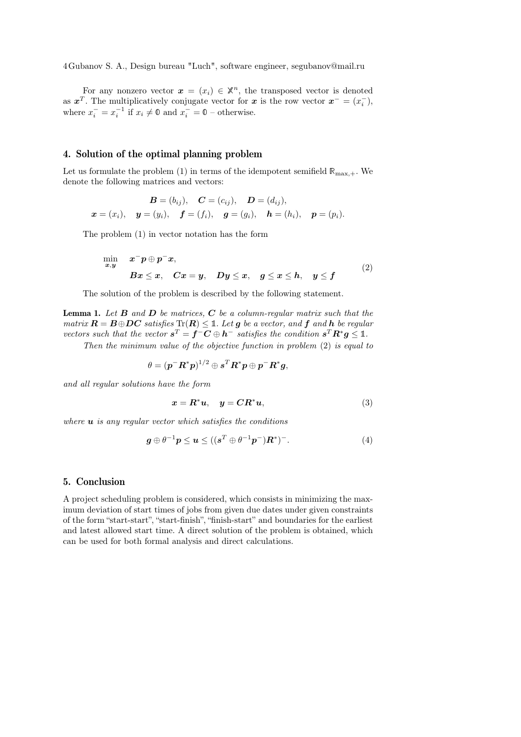For any nonzero vector $\boldsymbol{x} = (x_i) \in \mathbb{X}^n$, the transposed vector is denoted as $\boldsymbol{x}^T$. The multiplicatively conjugate vector for $\boldsymbol{x}$ is the row vector $\boldsymbol{x}^- = (x_i^-)$, where $x_i^- = x_i^{-1}$ if $x_i \neq \mathbb{0}$ and $x_i^- = \mathbb{0}$ – otherwise.

## 4. Solution of the optimal planning problem

Let us formulate the problem (1) in terms of the idempotent semifield $\mathbb{R}_{\max,+}$. We denote the following matrices and vectors:

$$
\boldsymbol{B} = (b_{ij}), \quad \boldsymbol{C} = (c_{ij}), \quad \boldsymbol{D} = (d_{ij}),
$$

$$
\boldsymbol{x} = (x_i), \quad \boldsymbol{y} = (y_i), \quad \boldsymbol{f} = (f_i), \quad \boldsymbol{g} = (g_i), \quad \boldsymbol{h} = (h_i), \quad \boldsymbol{p} = (p_i).
$$

The problem (1) in vector notation has the form

$$
\begin{aligned}
\min_{\boldsymbol{x},\boldsymbol{y}} \quad & \boldsymbol{x}^- \boldsymbol{p} \oplus \boldsymbol{p}^- \boldsymbol{x}, \\
& \boldsymbol{B}\boldsymbol{x} \leq \boldsymbol{x}, \quad \boldsymbol{C}\boldsymbol{x} = \boldsymbol{y}, \quad \boldsymbol{D}\boldsymbol{y} \leq \boldsymbol{x}, \quad \boldsymbol{g} \leq \boldsymbol{x} \leq \boldsymbol{h}, \quad \boldsymbol{y} \leq \boldsymbol{f}
\end{aligned}
\tag{2}
$$

The solution of the problem is described by the following statement.

**Lemma 1.** *Let $\boldsymbol{B}$ and $\boldsymbol{D}$ be matrices, $\boldsymbol{C}$ be a column-regular matrix such that the matrix $\boldsymbol{R} = \boldsymbol{B} \oplus \boldsymbol{D}\boldsymbol{C}$ satisfies $\mathrm{Tr}(\boldsymbol{R}) \leq \mathbb{1}$. Let $\boldsymbol{g}$ be a vector, and $\boldsymbol{f}$ and $\boldsymbol{h}$ be regular vectors such that the vector $\boldsymbol{s}^T = \boldsymbol{f}^- \boldsymbol{C} \oplus \boldsymbol{h}^-$ satisfies the condition $\boldsymbol{s}^T \boldsymbol{R}^* \boldsymbol{g} \leq \mathbb{1}$.*

*Then the minimum value of the objective function in problem (2) is equal to*

$$
\theta = (\boldsymbol{p}^- \boldsymbol{R}^* \boldsymbol{p})^{1/2} \oplus \boldsymbol{s}^T \boldsymbol{R}^* \boldsymbol{p} \oplus \boldsymbol{p}^- \boldsymbol{R}^* \boldsymbol{g},
$$

*and all regular solutions have the form*

$$
\boldsymbol{x} = \boldsymbol{R}^* \boldsymbol{u}, \quad \boldsymbol{y} = \boldsymbol{C}\boldsymbol{R}^* \boldsymbol{u},
\tag{3}
$$

*where $\boldsymbol{u}$ is any regular vector which satisfies the conditions*

$$
\boldsymbol{g} \oplus \theta^{-1} \boldsymbol{p} \leq \boldsymbol{u} \leq ((\boldsymbol{s}^T \oplus \theta^{-1} \boldsymbol{p}^-) \boldsymbol{R}^*)^-.
\tag{4}
$$

## 5. Conclusion

A project scheduling problem is considered, which consists in minimizing the maximum deviation of start times of jobs from given due dates under given constraints of the form "start-start", "start-finish", "finish-start" and boundaries for the earliest and latest allowed start time. A direct solution of the problem is obtained, which can be used for both formal analysis and direct calculations.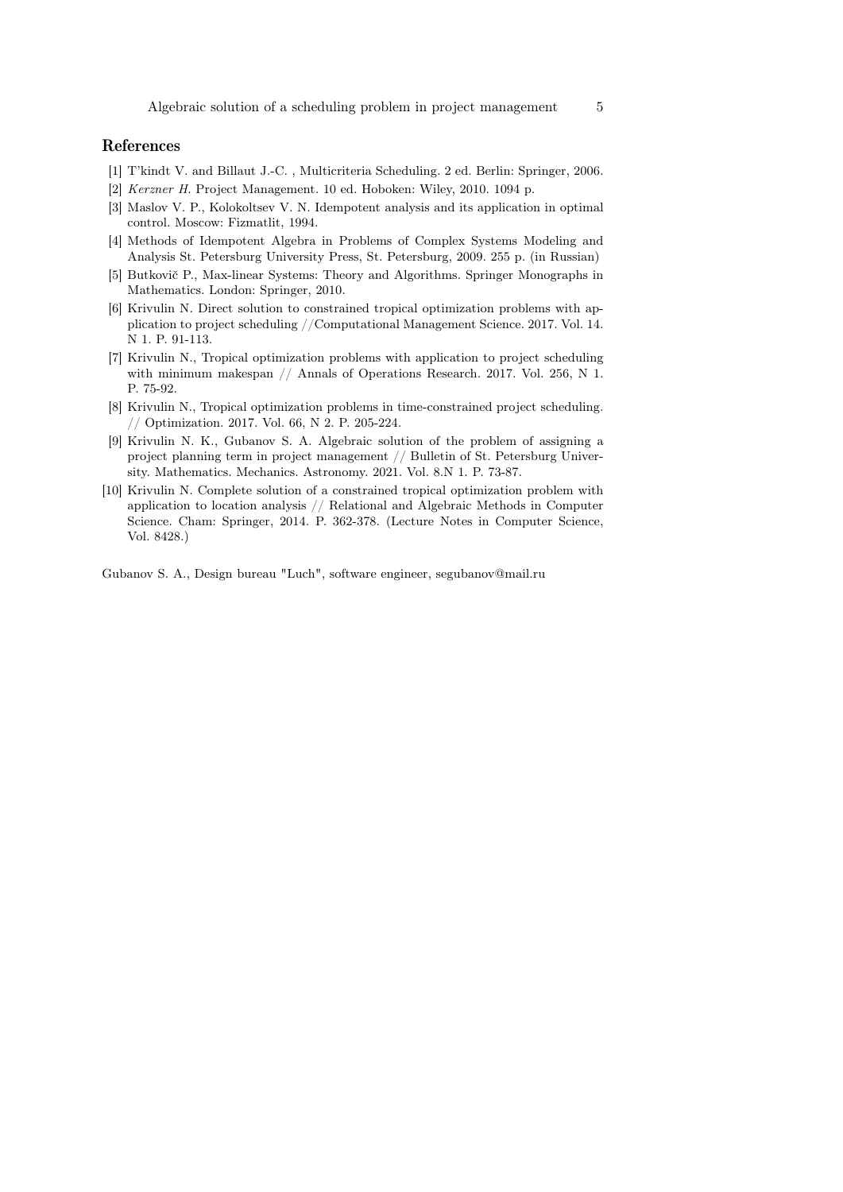## References

[1] T'kindt V. and Billaut J.-C. , Multicriteria Scheduling. 2 ed. Berlin: Springer, 2006.

[2] *Kerzner H.* Project Management. 10 ed. Hoboken: Wiley, 2010. 1094 p.

[3] Maslov V. P., Kolokoltsev V. N. Idempotent analysis and its application in optimal control. Moscow: Fizmatlit, 1994.

[4] Methods of Idempotent Algebra in Problems of Complex Systems Modeling and Analysis St. Petersburg University Press, St. Petersburg, 2009. 255 p. (in Russian)

[5] Butkovič P., Max-linear Systems: Theory and Algorithms. Springer Monographs in Mathematics. London: Springer, 2010.

[6] Krivulin N. Direct solution to constrained tropical optimization problems with application to project scheduling //Computational Management Science. 2017. Vol. 14. N 1. P. 91-113.

[7] Krivulin N., Tropical optimization problems with application to project scheduling with minimum makespan // Annals of Operations Research. 2017. Vol. 256, N 1. P. 75-92.

[8] Krivulin N., Tropical optimization problems in time-constrained project scheduling. // Optimization. 2017. Vol. 66, N 2. P. 205-224.

[9] Krivulin N. K., Gubanov S. A. Algebraic solution of the problem of assigning a project planning term in project management // Bulletin of St. Petersburg University. Mathematics. Mechanics. Astronomy. 2021. Vol. 8.N 1. P. 73-87.

[10] Krivulin N. Complete solution of a constrained tropical optimization problem with application to location analysis // Relational and Algebraic Methods in Computer Science. Cham: Springer, 2014. P. 362-378. (Lecture Notes in Computer Science, Vol. 8428.)

Gubanov S. A., Design bureau "Luch", software engineer, segubanov@mail.ru